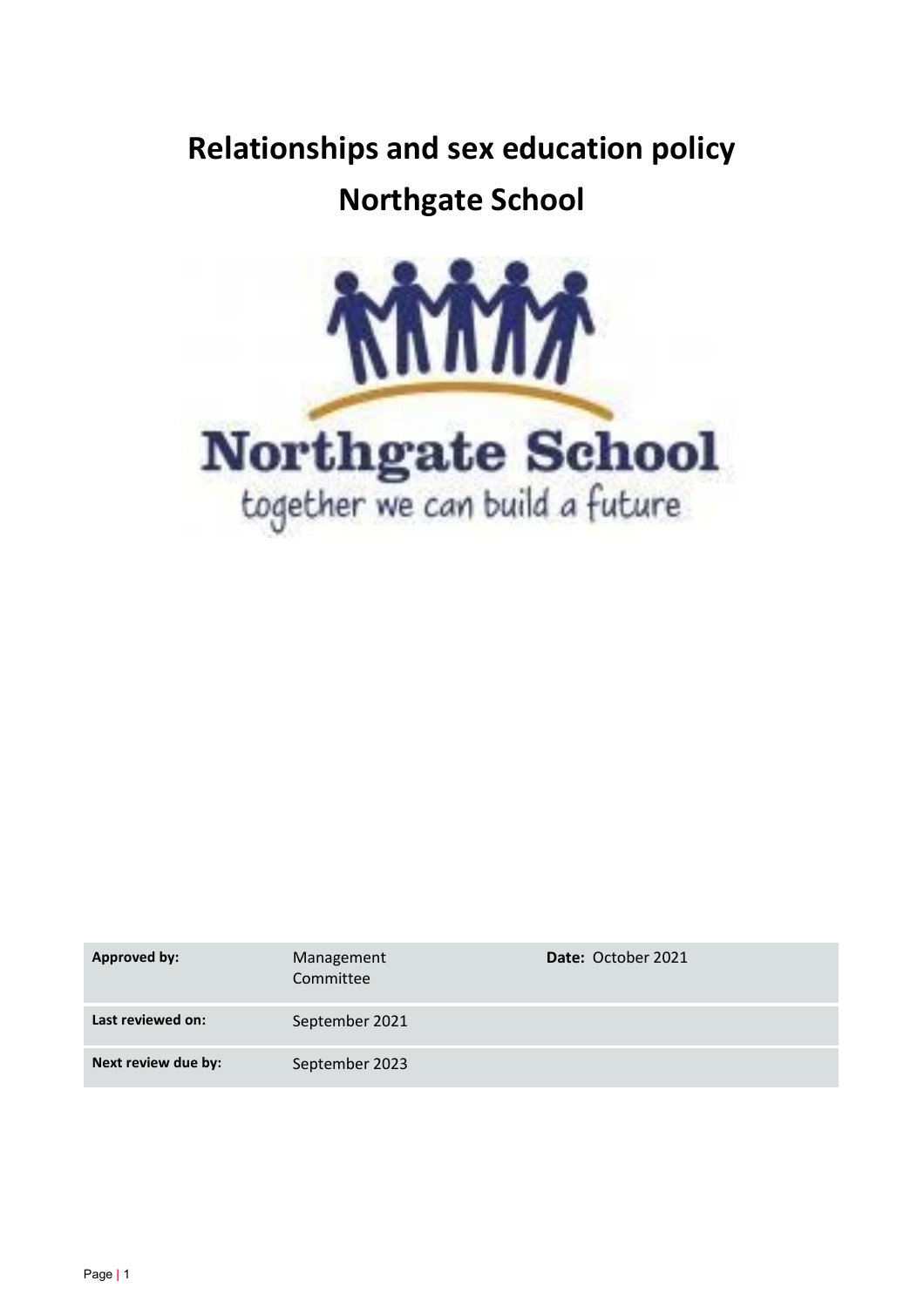# Relationships and sex education policy

# Northgate School

Northgate School
together we can build a future

| | | | |
|---|---|---|---|
| **Approved by:** | Management Committee | **Date:** October 2021 | |
| **Last reviewed on:** | September 2021 | | |
| **Next review due by:** | September 2023 | | |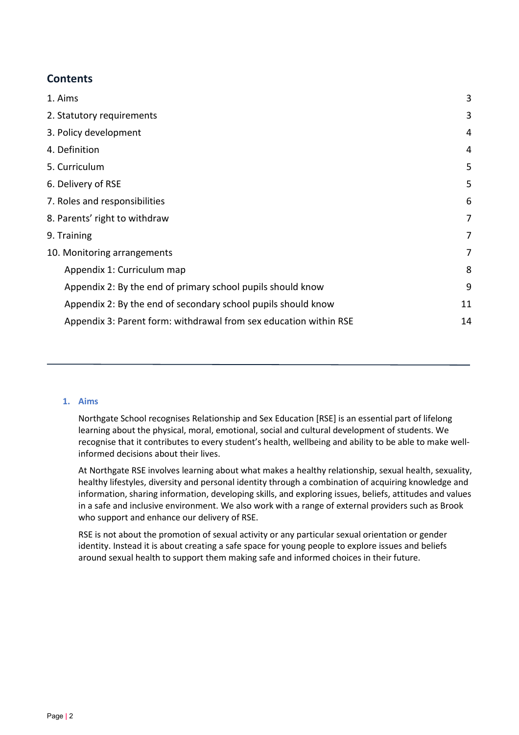## Contents

| | |
|---|---|
| 1. Aims | 3 |
| 2. Statutory requirements | 3 |
| 3. Policy development | 4 |
| 4. Definition | 4 |
| 5. Curriculum | 5 |
| 6. Delivery of RSE | 5 |
| 7. Roles and responsibilities | 6 |
| 8. Parents' right to withdraw | 7 |
| 9. Training | 7 |
| 10. Monitoring arrangements | 7 |
| Appendix 1: Curriculum map | 8 |
| Appendix 2: By the end of primary school pupils should know | 9 |
| Appendix 2: By the end of secondary school pupils should know | 11 |
| Appendix 3: Parent form: withdrawal from sex education within RSE | 14 |

---

### 1. Aims

Northgate School recognises Relationship and Sex Education [RSE] is an essential part of lifelong learning about the physical, moral, emotional, social and cultural development of students. We recognise that it contributes to every student's health, wellbeing and ability to be able to make well-informed decisions about their lives.

At Northgate RSE involves learning about what makes a healthy relationship, sexual health, sexuality, healthy lifestyles, diversity and personal identity through a combination of acquiring knowledge and information, sharing information, developing skills, and exploring issues, beliefs, attitudes and values in a safe and inclusive environment. We also work with a range of external providers such as Brook who support and enhance our delivery of RSE.

RSE is not about the promotion of sexual activity or any particular sexual orientation or gender identity. Instead it is about creating a safe space for young people to explore issues and beliefs around sexual health to support them making safe and informed choices in their future.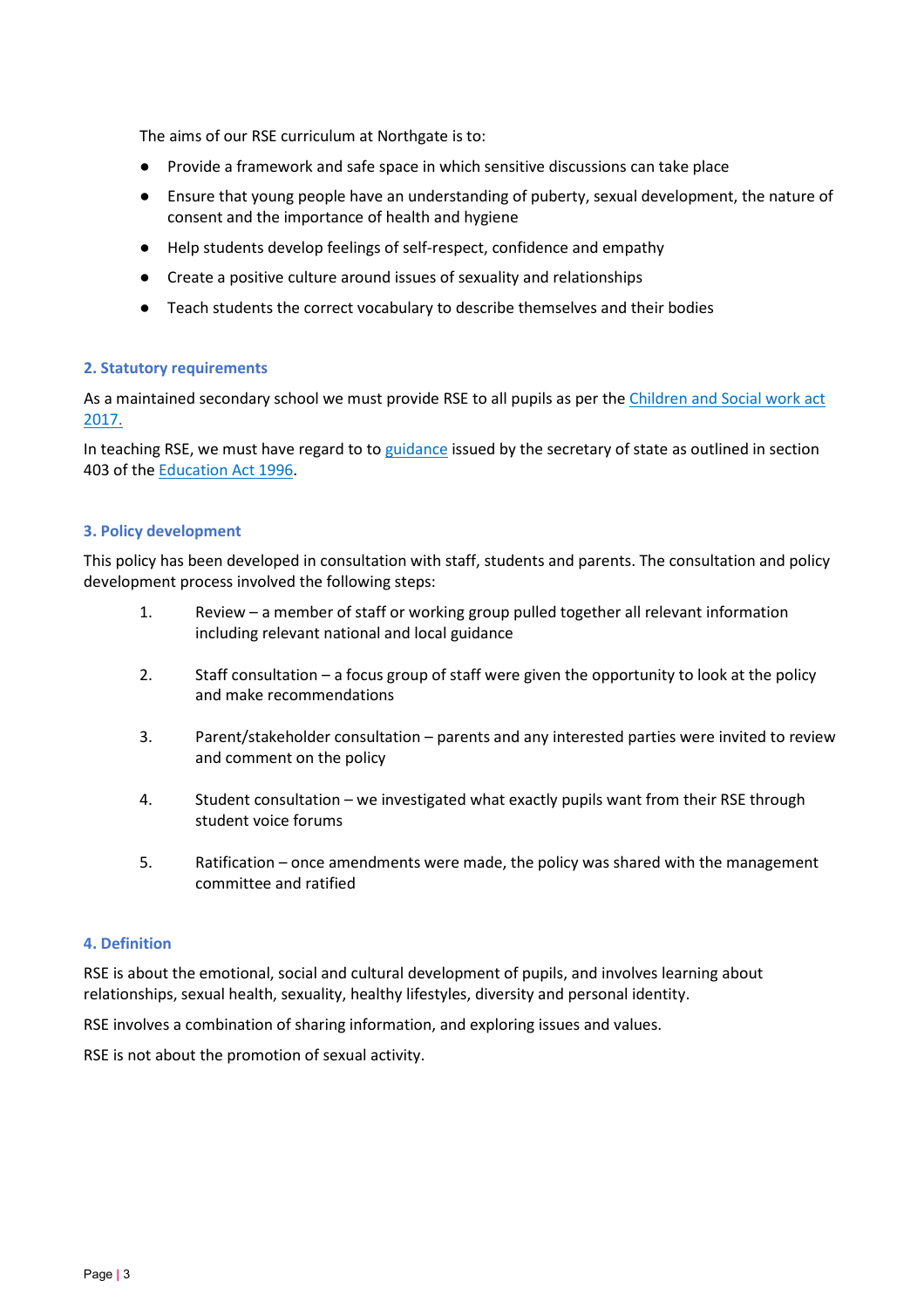The aims of our RSE curriculum at Northgate is to:

- Provide a framework and safe space in which sensitive discussions can take place
- Ensure that young people have an understanding of puberty, sexual development, the nature of consent and the importance of health and hygiene
- Help students develop feelings of self-respect, confidence and empathy
- Create a positive culture around issues of sexuality and relationships
- Teach students the correct vocabulary to describe themselves and their bodies

## 2. Statutory requirements

As a maintained secondary school we must provide RSE to all pupils as per the Children and Social work act 2017.

In teaching RSE, we must have regard to to guidance issued by the secretary of state as outlined in section 403 of the Education Act 1996.

## 3. Policy development

This policy has been developed in consultation with staff, students and parents. The consultation and policy development process involved the following steps:

1. Review – a member of staff or working group pulled together all relevant information including relevant national and local guidance
2. Staff consultation – a focus group of staff were given the opportunity to look at the policy and make recommendations
3. Parent/stakeholder consultation – parents and any interested parties were invited to review and comment on the policy
4. Student consultation – we investigated what exactly pupils want from their RSE through student voice forums
5. Ratification – once amendments were made, the policy was shared with the management committee and ratified

## 4. Definition

RSE is about the emotional, social and cultural development of pupils, and involves learning about relationships, sexual health, sexuality, healthy lifestyles, diversity and personal identity.

RSE involves a combination of sharing information, and exploring issues and values.

RSE is not about the promotion of sexual activity.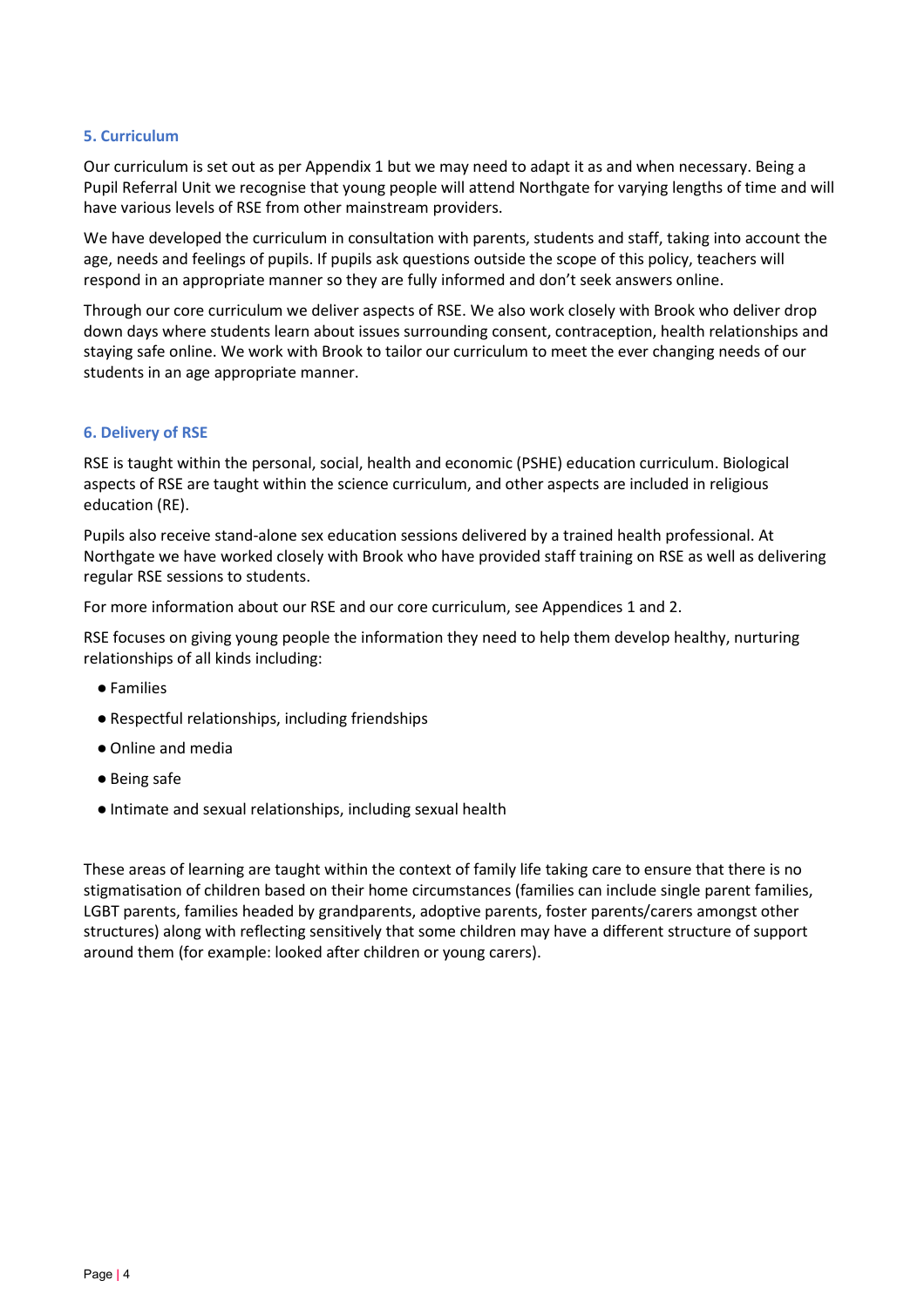## 5. Curriculum

Our curriculum is set out as per Appendix 1 but we may need to adapt it as and when necessary. Being a Pupil Referral Unit we recognise that young people will attend Northgate for varying lengths of time and will have various levels of RSE from other mainstream providers.

We have developed the curriculum in consultation with parents, students and staff, taking into account the age, needs and feelings of pupils. If pupils ask questions outside the scope of this policy, teachers will respond in an appropriate manner so they are fully informed and don't seek answers online.

Through our core curriculum we deliver aspects of RSE. We also work closely with Brook who deliver drop down days where students learn about issues surrounding consent, contraception, health relationships and staying safe online. We work with Brook to tailor our curriculum to meet the ever changing needs of our students in an age appropriate manner.

## 6. Delivery of RSE

RSE is taught within the personal, social, health and economic (PSHE) education curriculum. Biological aspects of RSE are taught within the science curriculum, and other aspects are included in religious education (RE).

Pupils also receive stand-alone sex education sessions delivered by a trained health professional. At Northgate we have worked closely with Brook who have provided staff training on RSE as well as delivering regular RSE sessions to students.

For more information about our RSE and our core curriculum, see Appendices 1 and 2.

RSE focuses on giving young people the information they need to help them develop healthy, nurturing relationships of all kinds including:

- Families
- Respectful relationships, including friendships
- Online and media
- Being safe
- Intimate and sexual relationships, including sexual health

These areas of learning are taught within the context of family life taking care to ensure that there is no stigmatisation of children based on their home circumstances (families can include single parent families, LGBT parents, families headed by grandparents, adoptive parents, foster parents/carers amongst other structures) along with reflecting sensitively that some children may have a different structure of support around them (for example: looked after children or young carers).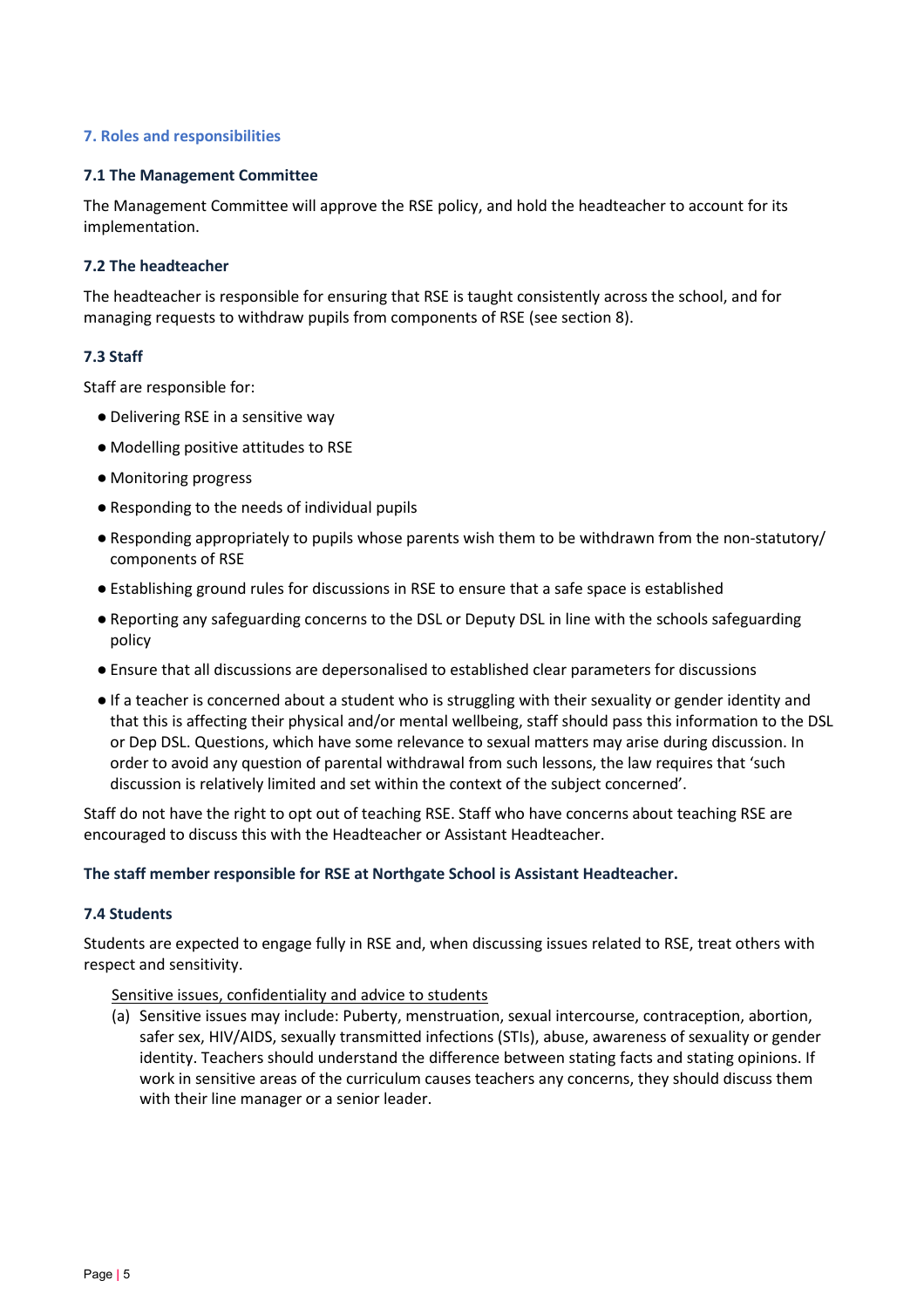## 7. Roles and responsibilities

### 7.1 The Management Committee

The Management Committee will approve the RSE policy, and hold the headteacher to account for its implementation.

### 7.2 The headteacher

The headteacher is responsible for ensuring that RSE is taught consistently across the school, and for managing requests to withdraw pupils from components of RSE (see section 8).

### 7.3 Staff

Staff are responsible for:

- Delivering RSE in a sensitive way
- Modelling positive attitudes to RSE
- Monitoring progress
- Responding to the needs of individual pupils
- Responding appropriately to pupils whose parents wish them to be withdrawn from the non-statutory/ components of RSE
- Establishing ground rules for discussions in RSE to ensure that a safe space is established
- Reporting any safeguarding concerns to the DSL or Deputy DSL in line with the schools safeguarding policy
- Ensure that all discussions are depersonalised to established clear parameters for discussions
- If a teacher is concerned about a student who is struggling with their sexuality or gender identity and that this is affecting their physical and/or mental wellbeing, staff should pass this information to the DSL or Dep DSL. Questions, which have some relevance to sexual matters may arise during discussion. In order to avoid any question of parental withdrawal from such lessons, the law requires that 'such discussion is relatively limited and set within the context of the subject concerned'.

Staff do not have the right to opt out of teaching RSE. Staff who have concerns about teaching RSE are encouraged to discuss this with the Headteacher or Assistant Headteacher.

**The staff member responsible for RSE at Northgate School is Assistant Headteacher.**

### 7.4 Students

Students are expected to engage fully in RSE and, when discussing issues related to RSE, treat others with respect and sensitivity.

<u>Sensitive issues, confidentiality and advice to students</u>

(a) Sensitive issues may include: Puberty, menstruation, sexual intercourse, contraception, abortion, safer sex, HIV/AIDS, sexually transmitted infections (STIs), abuse, awareness of sexuality or gender identity. Teachers should understand the difference between stating facts and stating opinions. If work in sensitive areas of the curriculum causes teachers any concerns, they should discuss them with their line manager or a senior leader.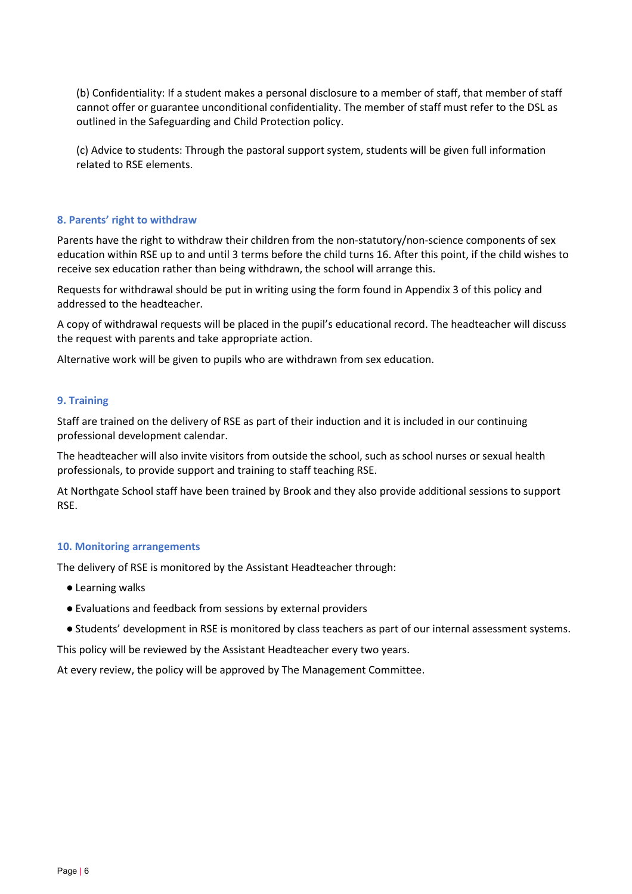(b) Confidentiality: If a student makes a personal disclosure to a member of staff, that member of staff cannot offer or guarantee unconditional confidentiality. The member of staff must refer to the DSL as outlined in the Safeguarding and Child Protection policy.

(c) Advice to students: Through the pastoral support system, students will be given full information related to RSE elements.

### 8. Parents' right to withdraw

Parents have the right to withdraw their children from the non-statutory/non-science components of sex education within RSE up to and until 3 terms before the child turns 16. After this point, if the child wishes to receive sex education rather than being withdrawn, the school will arrange this.

Requests for withdrawal should be put in writing using the form found in Appendix 3 of this policy and addressed to the headteacher.

A copy of withdrawal requests will be placed in the pupil's educational record. The headteacher will discuss the request with parents and take appropriate action.

Alternative work will be given to pupils who are withdrawn from sex education.

### 9. Training

Staff are trained on the delivery of RSE as part of their induction and it is included in our continuing professional development calendar.

The headteacher will also invite visitors from outside the school, such as school nurses or sexual health professionals, to provide support and training to staff teaching RSE.

At Northgate School staff have been trained by Brook and they also provide additional sessions to support RSE.

### 10. Monitoring arrangements

The delivery of RSE is monitored by the Assistant Headteacher through:

- Learning walks
- Evaluations and feedback from sessions by external providers
- Students' development in RSE is monitored by class teachers as part of our internal assessment systems.

This policy will be reviewed by the Assistant Headteacher every two years.

At every review, the policy will be approved by The Management Committee.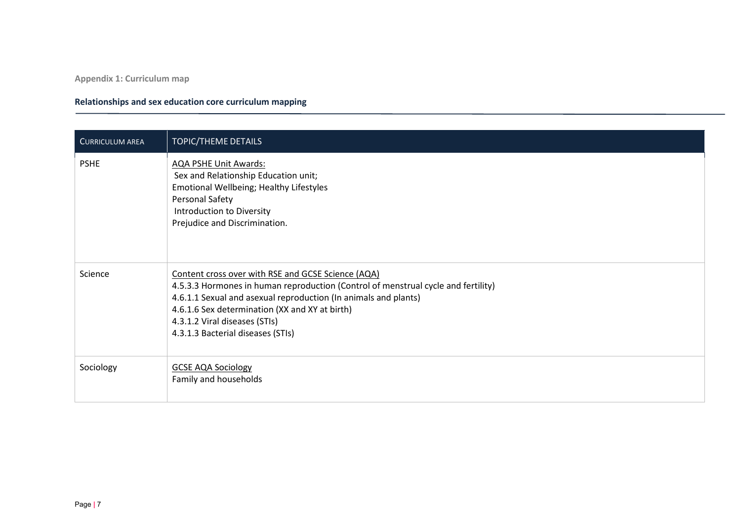**Appendix 1: Curriculum map**

## Relationships and sex education core curriculum mapping

| CURRICULUM AREA | TOPIC/THEME DETAILS |
|---|---|
| PSHE | AQA PSHE Unit Awards:<br>Sex and Relationship Education unit;<br>Emotional Wellbeing; Healthy Lifestyles<br>Personal Safety<br>Introduction to Diversity<br>Prejudice and Discrimination. |
| Science | Content cross over with RSE and GCSE Science (AQA)<br>4.5.3.3 Hormones in human reproduction (Control of menstrual cycle and fertility)<br>4.6.1.1 Sexual and asexual reproduction (In animals and plants)<br>4.6.1.6 Sex determination (XX and XY at birth)<br>4.3.1.2 Viral diseases (STIs)<br>4.3.1.3 Bacterial diseases (STIs) |
| Sociology | GCSE AQA Sociology<br>Family and households |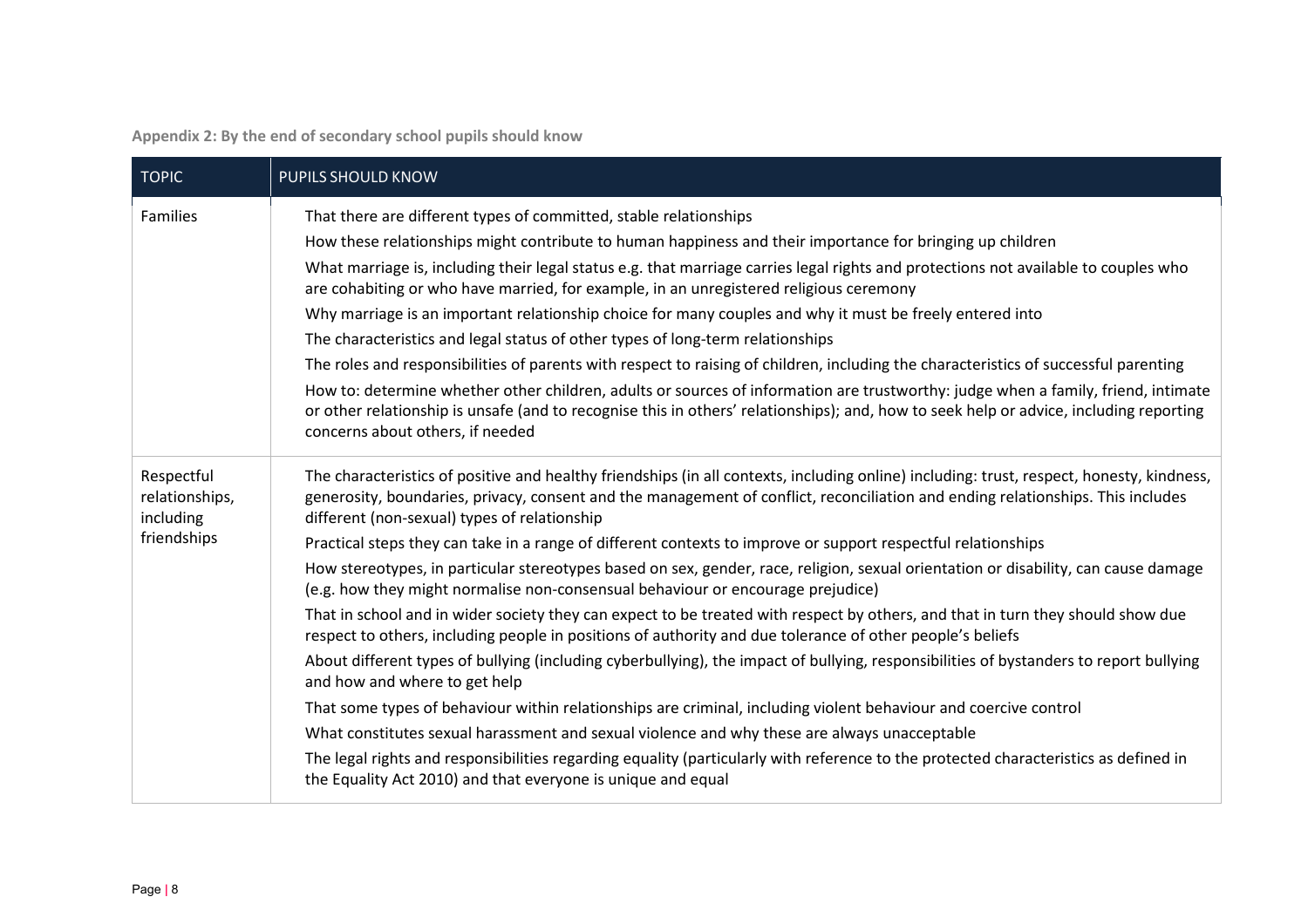**Appendix 2: By the end of secondary school pupils should know**

| TOPIC | PUPILS SHOULD KNOW |
| --- | --- |
| Families | That there are different types of committed, stable relationships<br>How these relationships might contribute to human happiness and their importance for bringing up children<br>What marriage is, including their legal status e.g. that marriage carries legal rights and protections not available to couples who are cohabiting or who have married, for example, in an unregistered religious ceremony<br>Why marriage is an important relationship choice for many couples and why it must be freely entered into<br>The characteristics and legal status of other types of long-term relationships<br>The roles and responsibilities of parents with respect to raising of children, including the characteristics of successful parenting<br>How to: determine whether other children, adults or sources of information are trustworthy: judge when a family, friend, intimate or other relationship is unsafe (and to recognise this in others' relationships); and, how to seek help or advice, including reporting concerns about others, if needed |
| Respectful relationships, including friendships | The characteristics of positive and healthy friendships (in all contexts, including online) including: trust, respect, honesty, kindness, generosity, boundaries, privacy, consent and the management of conflict, reconciliation and ending relationships. This includes different (non-sexual) types of relationship<br>Practical steps they can take in a range of different contexts to improve or support respectful relationships<br>How stereotypes, in particular stereotypes based on sex, gender, race, religion, sexual orientation or disability, can cause damage (e.g. how they might normalise non-consensual behaviour or encourage prejudice)<br>That in school and in wider society they can expect to be treated with respect by others, and that in turn they should show due respect to others, including people in positions of authority and due tolerance of other people's beliefs<br>About different types of bullying (including cyberbullying), the impact of bullying, responsibilities of bystanders to report bullying and how and where to get help<br>That some types of behaviour within relationships are criminal, including violent behaviour and coercive control<br>What constitutes sexual harassment and sexual violence and why these are always unacceptable<br>The legal rights and responsibilities regarding equality (particularly with reference to the protected characteristics as defined in the Equality Act 2010) and that everyone is unique and equal |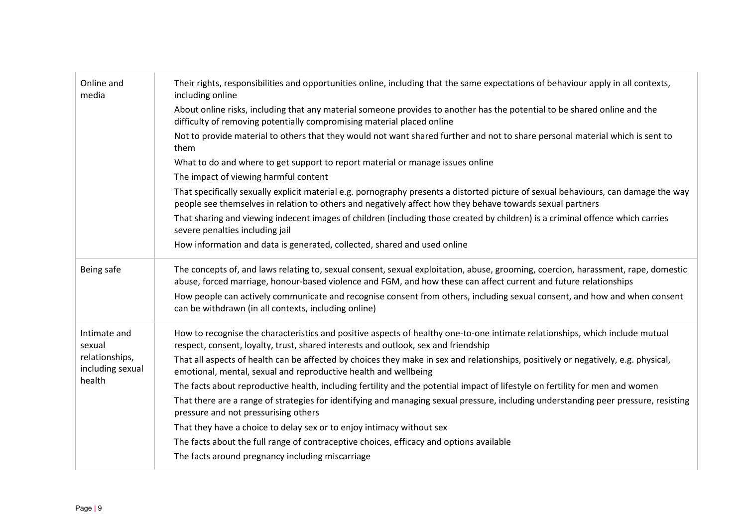| | |
|---|---|
| Online and media | Their rights, responsibilities and opportunities online, including that the same expectations of behaviour apply in all contexts, including online<br>About online risks, including that any material someone provides to another has the potential to be shared online and the difficulty of removing potentially compromising material placed online<br>Not to provide material to others that they would not want shared further and not to share personal material which is sent to them<br>What to do and where to get support to report material or manage issues online<br>The impact of viewing harmful content<br>That specifically sexually explicit material e.g. pornography presents a distorted picture of sexual behaviours, can damage the way people see themselves in relation to others and negatively affect how they behave towards sexual partners<br>That sharing and viewing indecent images of children (including those created by children) is a criminal offence which carries severe penalties including jail<br>How information and data is generated, collected, shared and used online |
| Being safe | The concepts of, and laws relating to, sexual consent, sexual exploitation, abuse, grooming, coercion, harassment, rape, domestic abuse, forced marriage, honour-based violence and FGM, and how these can affect current and future relationships<br>How people can actively communicate and recognise consent from others, including sexual consent, and how and when consent can be withdrawn (in all contexts, including online) |
| Intimate and sexual relationships, including sexual health | How to recognise the characteristics and positive aspects of healthy one-to-one intimate relationships, which include mutual respect, consent, loyalty, trust, shared interests and outlook, sex and friendship<br>That all aspects of health can be affected by choices they make in sex and relationships, positively or negatively, e.g. physical, emotional, mental, sexual and reproductive health and wellbeing<br>The facts about reproductive health, including fertility and the potential impact of lifestyle on fertility for men and women<br>That there are a range of strategies for identifying and managing sexual pressure, including understanding peer pressure, resisting pressure and not pressurising others<br>That they have a choice to delay sex or to enjoy intimacy without sex<br>The facts about the full range of contraceptive choices, efficacy and options available<br>The facts around pregnancy including miscarriage |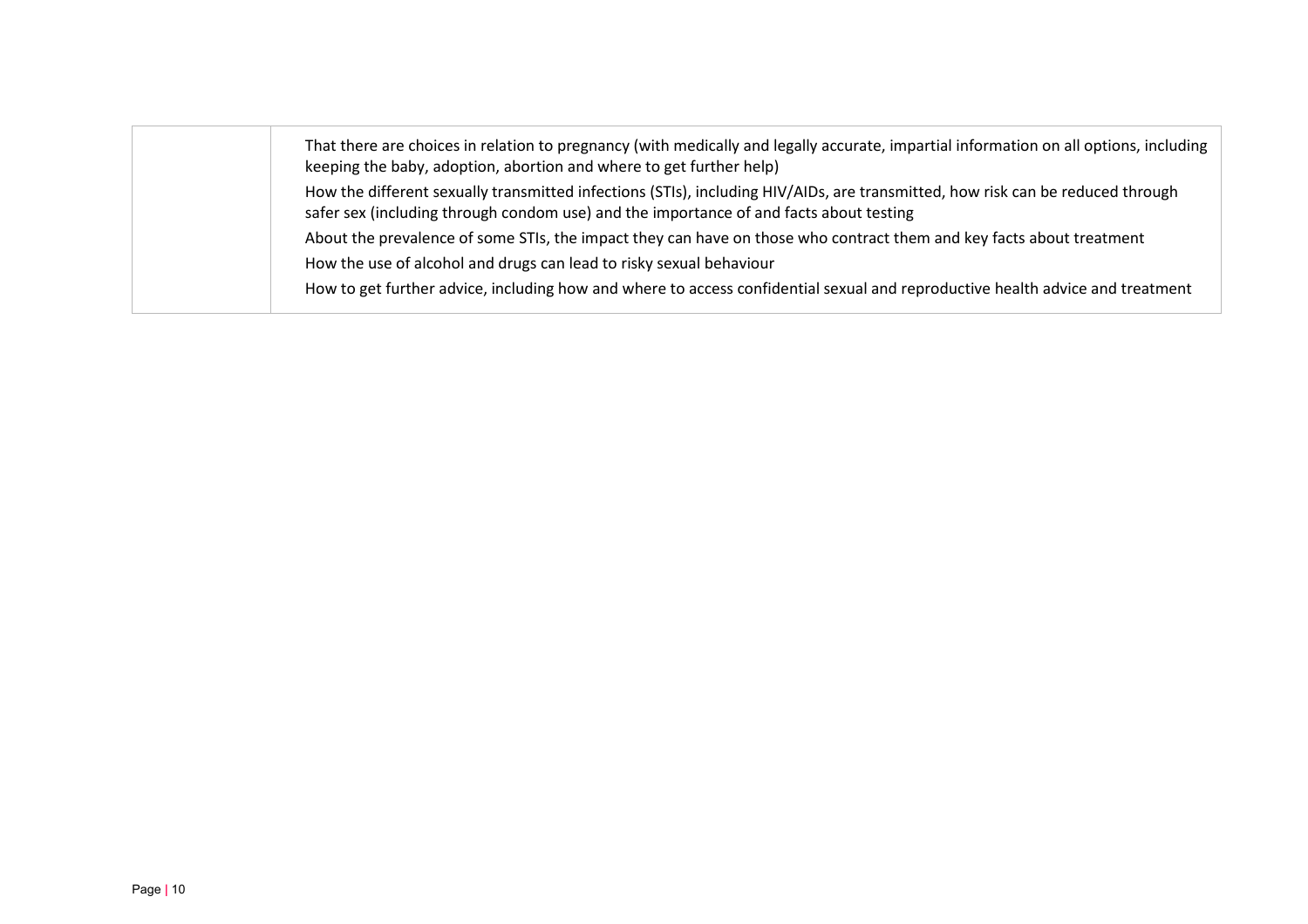| | |
|---|---|
| | That there are choices in relation to pregnancy (with medically and legally accurate, impartial information on all options, including keeping the baby, adoption, abortion and where to get further help)<br>How the different sexually transmitted infections (STIs), including HIV/AIDs, are transmitted, how risk can be reduced through safer sex (including through condom use) and the importance of and facts about testing<br>About the prevalence of some STIs, the impact they can have on those who contract them and key facts about treatment<br>How the use of alcohol and drugs can lead to risky sexual behaviour<br>How to get further advice, including how and where to access confidential sexual and reproductive health advice and treatment |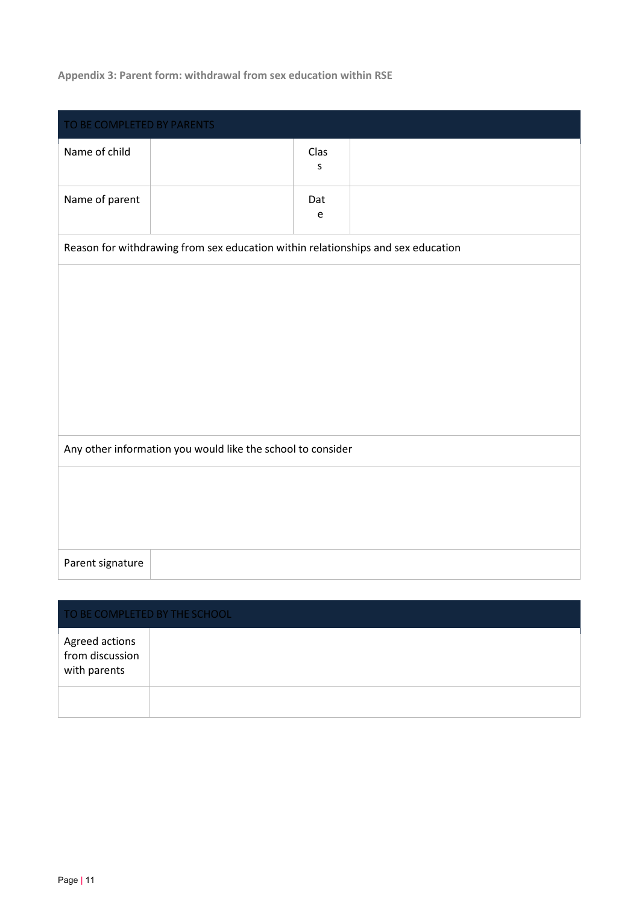**Appendix 3: Parent form: withdrawal from sex education within RSE**

| TO BE COMPLETED BY PARENTS | | | |
|---|---|---|---|
| Name of child | | Class | |
| Name of parent | | Date | |
| Reason for withdrawing from sex education within relationships and sex education | | | |
| | | | |
| Any other information you would like the school to consider | | | |
| | | | |
| Parent signature | | | |

| TO BE COMPLETED BY THE SCHOOL | |
|---|---|
| Agreed actions from discussion with parents | |
| | |